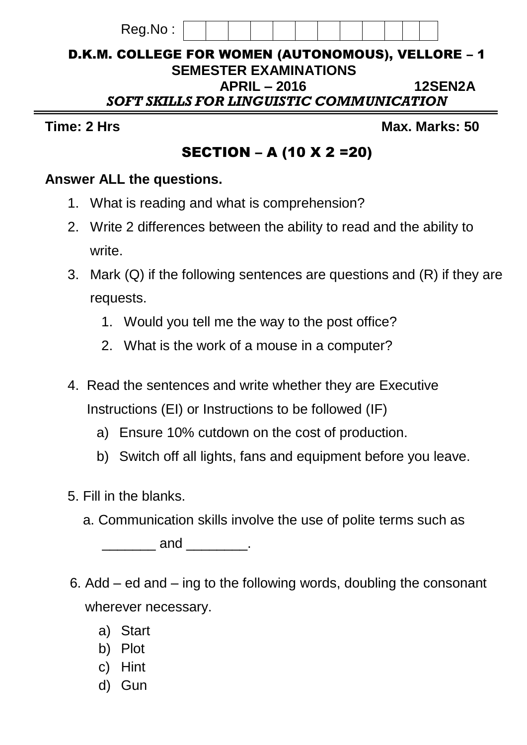Reg.No :

**D.K.M. COLLEGE FOR WOMEN (AUTONOMOUS), VELLORE – 1**

**SEMESTER EXAMINATIONS**

**APRIL – 2016** **12SEN2A**

***SOFT SKILLS FOR LINGUISTIC COMMUNICATION***

---

**Time: 2 Hrs** **Max. Marks: 50**

## SECTION – A (10 X 2 =20)

**Answer ALL the questions.**

1. What is reading and what is comprehension?
2. Write 2 differences between the ability to read and the ability to write.
3. Mark (Q) if the following sentences are questions and (R) if they are requests.
   1. Would you tell me the way to the post office?
   2. What is the work of a mouse in a computer?

4. Read the sentences and write whether they are Executive Instructions (EI) or Instructions to be followed (IF)
   a) Ensure 10% cutdown on the cost of production.
   b) Switch off all lights, fans and equipment before you leave.

5. Fill in the blanks.
   a. Communication skills involve the use of polite terms such as _______ and ________.

6. Add – ed and – ing to the following words, doubling the consonant wherever necessary.
   a) Start
   b) Plot
   c) Hint
   d) Gun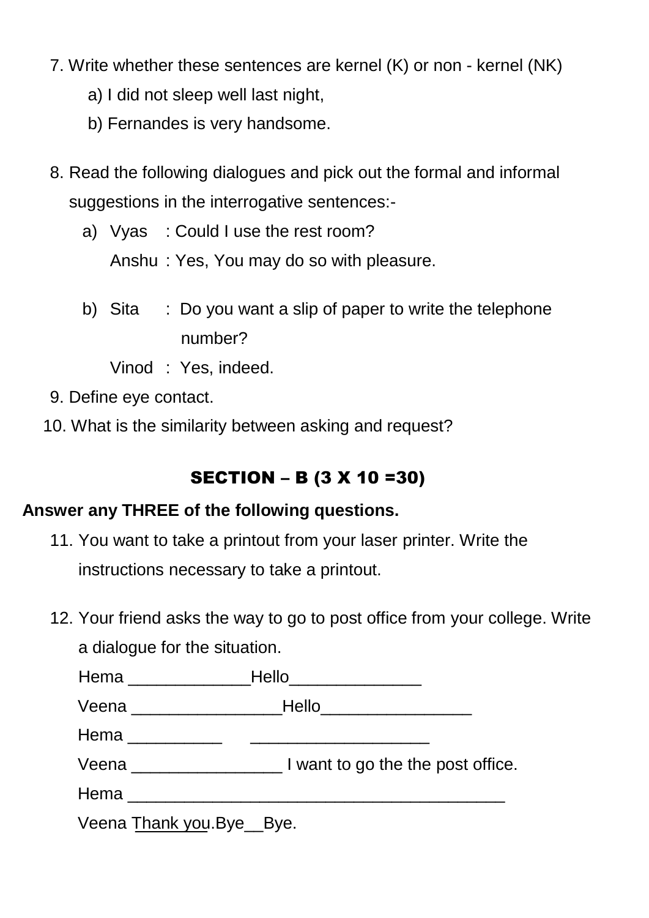7. Write whether these sentences are kernel (K) or non - kernel (NK)

   a) I did not sleep well last night,

   b) Fernandes is very handsome.

8. Read the following dialogues and pick out the formal and informal suggestions in the interrogative sentences:-

   a) Vyas : Could I use the rest room?

      Anshu : Yes, You may do so with pleasure.

   b) Sita : Do you want a slip of paper to write the telephone number?

      Vinod : Yes, indeed.

9. Define eye contact.

10. What is the similarity between asking and request?

## SECTION – B (3 X 10 =30)

**Answer any THREE of the following questions.**

11. You want to take a printout from your laser printer. Write the instructions necessary to take a printout.

12. Your friend asks the way to go to post office from your college. Write a dialogue for the situation.

    Hema _____________Hello______________

    Veena ________________Hello________________

    Hema __________ ___________________

    Veena ________________ I want to go the the post office.

    Hema _________________________________________

    Veena Thank you.Bye__Bye.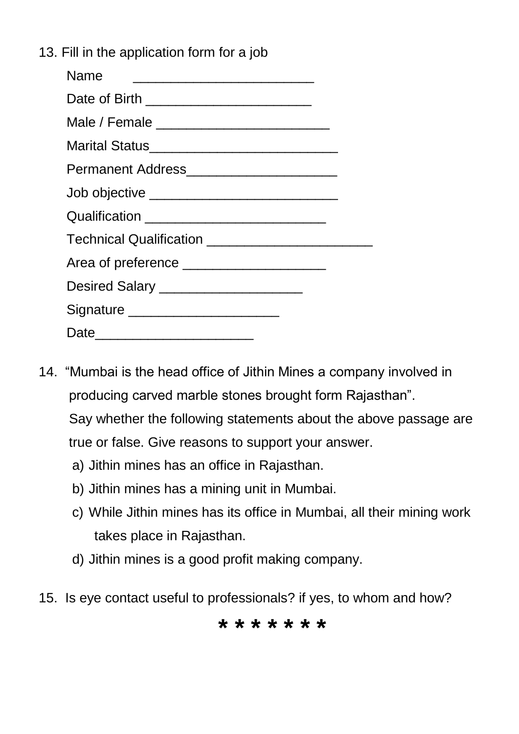13. Fill in the application form for a job

    Name ________________________

    Date of Birth ______________________

    Male / Female _______________________

    Marital Status_________________________

    Permanent Address____________________

    Job objective _________________________

    Qualification ________________________

    Technical Qualification ______________________

    Area of preference ___________________

    Desired Salary ___________________

    Signature ____________________

    Date_____________________

14. "Mumbai is the head office of Jithin Mines a company involved in producing carved marble stones brought form Rajasthan".

    Say whether the following statements about the above passage are true or false. Give reasons to support your answer.

    a) Jithin mines has an office in Rajasthan.
    b) Jithin mines has a mining unit in Mumbai.
    c) While Jithin mines has its office in Mumbai, all their mining work takes place in Rajasthan.
    d) Jithin mines is a good profit making company.

15. Is eye contact useful to professionals? if yes, to whom and how?

*******